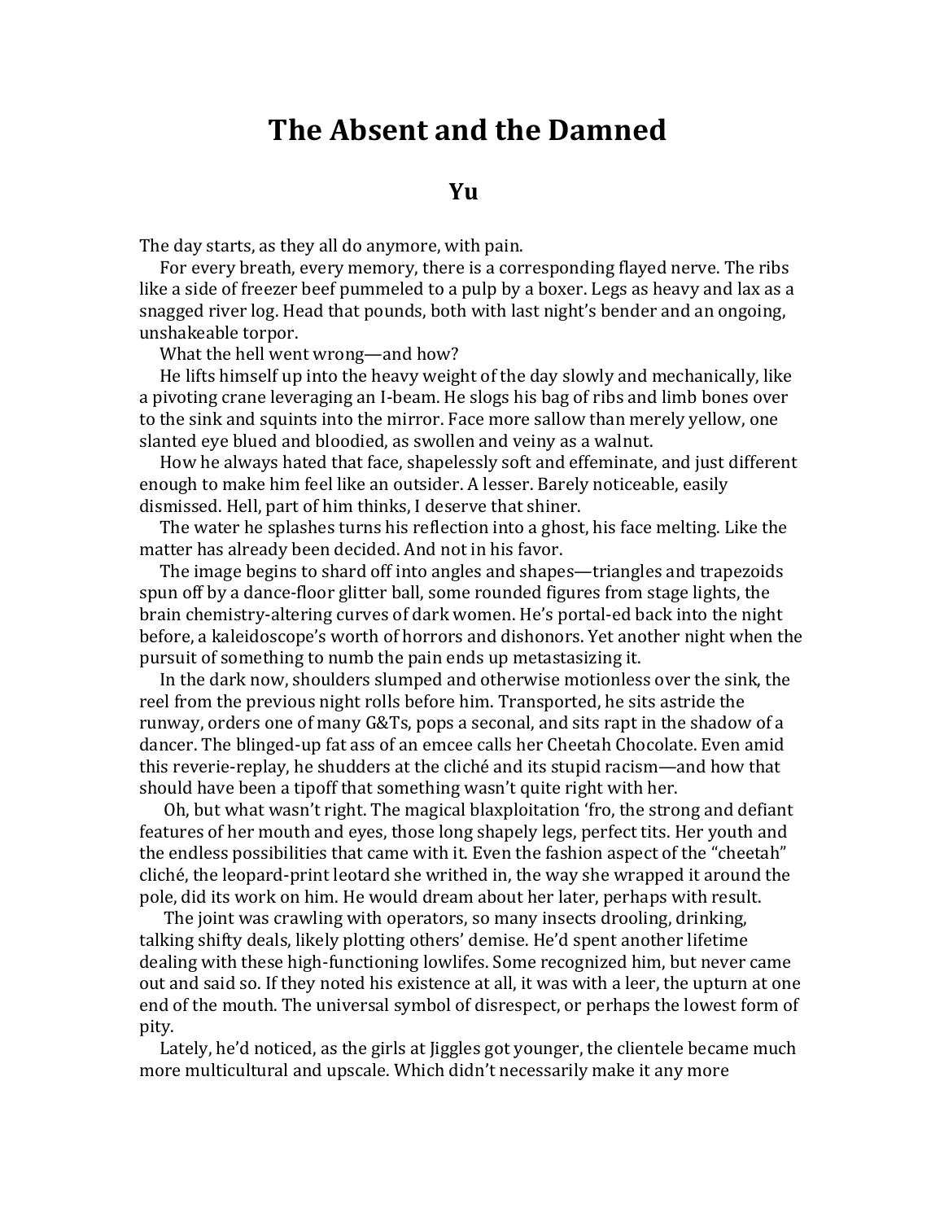# The Absent and the Damned

## Yu

The day starts, as they all do anymore, with pain.

For every breath, every memory, there is a corresponding flayed nerve. The ribs like a side of freezer beef pummeled to a pulp by a boxer. Legs as heavy and lax as a snagged river log. Head that pounds, both with last night's bender and an ongoing, unshakeable torpor.

What the hell went wrong—and how?

He lifts himself up into the heavy weight of the day slowly and mechanically, like a pivoting crane leveraging an I-beam. He slogs his bag of ribs and limb bones over to the sink and squints into the mirror. Face more sallow than merely yellow, one slanted eye blued and bloodied, as swollen and veiny as a walnut.

How he always hated that face, shapelessly soft and effeminate, and just different enough to make him feel like an outsider. A lesser. Barely noticeable, easily dismissed. Hell, part of him thinks, I deserve that shiner.

The water he splashes turns his reflection into a ghost, his face melting. Like the matter has already been decided. And not in his favor.

The image begins to shard off into angles and shapes—triangles and trapezoids spun off by a dance-floor glitter ball, some rounded figures from stage lights, the brain chemistry-altering curves of dark women. He's portal-ed back into the night before, a kaleidoscope's worth of horrors and dishonors. Yet another night when the pursuit of something to numb the pain ends up metastasizing it.

In the dark now, shoulders slumped and otherwise motionless over the sink, the reel from the previous night rolls before him. Transported, he sits astride the runway, orders one of many G&Ts, pops a seconal, and sits rapt in the shadow of a dancer. The blinged-up fat ass of an emcee calls her Cheetah Chocolate. Even amid this reverie-replay, he shudders at the cliché and its stupid racism—and how that should have been a tipoff that something wasn't quite right with her.

Oh, but what wasn't right. The magical blaxploitation 'fro, the strong and defiant features of her mouth and eyes, those long shapely legs, perfect tits. Her youth and the endless possibilities that came with it. Even the fashion aspect of the "cheetah" cliché, the leopard-print leotard she writhed in, the way she wrapped it around the pole, did its work on him. He would dream about her later, perhaps with result.

The joint was crawling with operators, so many insects drooling, drinking, talking shifty deals, likely plotting others' demise. He'd spent another lifetime dealing with these high-functioning lowlifes. Some recognized him, but never came out and said so. If they noted his existence at all, it was with a leer, the upturn at one end of the mouth. The universal symbol of disrespect, or perhaps the lowest form of pity.

Lately, he'd noticed, as the girls at Jiggles got younger, the clientele became much more multicultural and upscale. Which didn't necessarily make it any more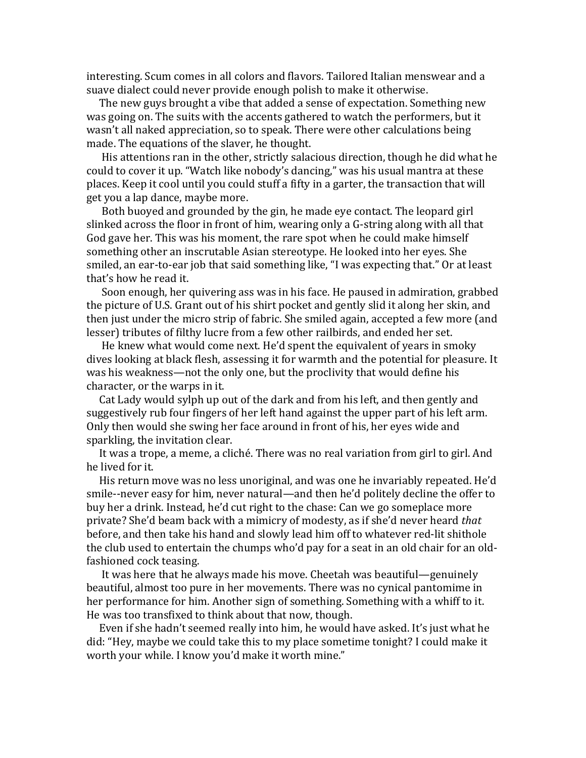interesting. Scum comes in all colors and flavors. Tailored Italian menswear and a suave dialect could never provide enough polish to make it otherwise.

The new guys brought a vibe that added a sense of expectation. Something new was going on. The suits with the accents gathered to watch the performers, but it wasn't all naked appreciation, so to speak. There were other calculations being made. The equations of the slaver, he thought.

His attentions ran in the other, strictly salacious direction, though he did what he could to cover it up. "Watch like nobody's dancing," was his usual mantra at these places. Keep it cool until you could stuff a fifty in a garter, the transaction that will get you a lap dance, maybe more.

Both buoyed and grounded by the gin, he made eye contact. The leopard girl slinked across the floor in front of him, wearing only a G-string along with all that God gave her. This was his moment, the rare spot when he could make himself something other an inscrutable Asian stereotype. He looked into her eyes. She smiled, an ear-to-ear job that said something like, "I was expecting that." Or at least that's how he read it.

Soon enough, her quivering ass was in his face. He paused in admiration, grabbed the picture of U.S. Grant out of his shirt pocket and gently slid it along her skin, and then just under the micro strip of fabric. She smiled again, accepted a few more (and lesser) tributes of filthy lucre from a few other railbirds, and ended her set.

He knew what would come next. He'd spent the equivalent of years in smoky dives looking at black flesh, assessing it for warmth and the potential for pleasure. It was his weakness—not the only one, but the proclivity that would define his character, or the warps in it.

Cat Lady would sylph up out of the dark and from his left, and then gently and suggestively rub four fingers of her left hand against the upper part of his left arm. Only then would she swing her face around in front of his, her eyes wide and sparkling, the invitation clear.

It was a trope, a meme, a cliché. There was no real variation from girl to girl. And he lived for it.

His return move was no less unoriginal, and was one he invariably repeated. He'd smile--never easy for him, never natural—and then he'd politely decline the offer to buy her a drink. Instead, he'd cut right to the chase: Can we go someplace more private? She'd beam back with a mimicry of modesty, as if she'd never heard *that* before, and then take his hand and slowly lead him off to whatever red-lit shithole the club used to entertain the chumps who'd pay for a seat in an old chair for an old-fashioned cock teasing.

It was here that he always made his move. Cheetah was beautiful—genuinely beautiful, almost too pure in her movements. There was no cynical pantomime in her performance for him. Another sign of something. Something with a whiff to it. He was too transfixed to think about that now, though.

Even if she hadn't seemed really into him, he would have asked. It's just what he did: "Hey, maybe we could take this to my place sometime tonight? I could make it worth your while. I know you'd make it worth mine."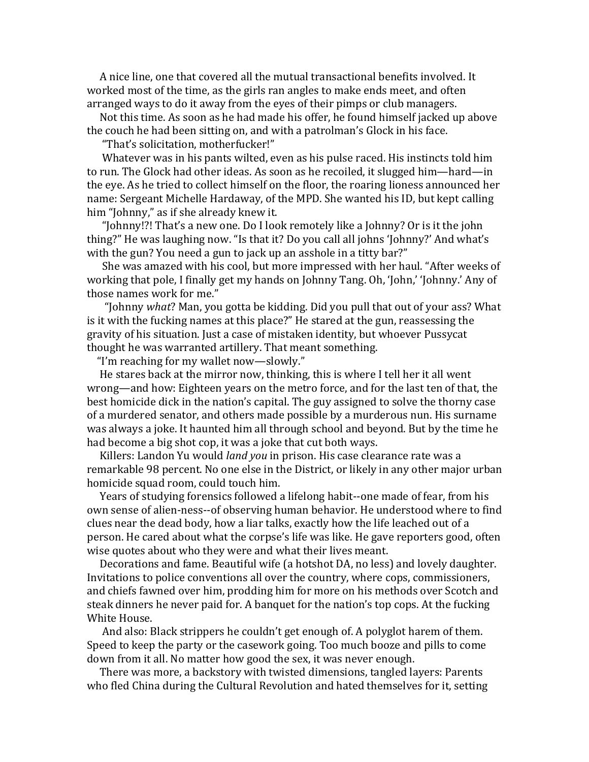A nice line, one that covered all the mutual transactional benefits involved. It worked most of the time, as the girls ran angles to make ends meet, and often arranged ways to do it away from the eyes of their pimps or club managers.

Not this time. As soon as he had made his offer, he found himself jacked up above the couch he had been sitting on, and with a patrolman's Glock in his face.

"That's solicitation, motherfucker!"

Whatever was in his pants wilted, even as his pulse raced. His instincts told him to run. The Glock had other ideas. As soon as he recoiled, it slugged him—hard—in the eye. As he tried to collect himself on the floor, the roaring lioness announced her name: Sergeant Michelle Hardaway, of the MPD. She wanted his ID, but kept calling him "Johnny," as if she already knew it.

"Johnny!?! That's a new one. Do I look remotely like a Johnny? Or is it the john thing?" He was laughing now. "Is that it? Do you call all johns 'Johnny?' And what's with the gun? You need a gun to jack up an asshole in a titty bar?"

She was amazed with his cool, but more impressed with her haul. "After weeks of working that pole, I finally get my hands on Johnny Tang. Oh, 'John,' 'Johnny.' Any of those names work for me."

"Johnny *what*? Man, you gotta be kidding. Did you pull that out of your ass? What is it with the fucking names at this place?" He stared at the gun, reassessing the gravity of his situation. Just a case of mistaken identity, but whoever Pussycat thought he was warranted artillery. That meant something.

"I'm reaching for my wallet now—slowly."

He stares back at the mirror now, thinking, this is where I tell her it all went wrong—and how: Eighteen years on the metro force, and for the last ten of that, the best homicide dick in the nation's capital. The guy assigned to solve the thorny case of a murdered senator, and others made possible by a murderous nun. His surname was always a joke. It haunted him all through school and beyond. But by the time he had become a big shot cop, it was a joke that cut both ways.

Killers: Landon Yu would *land you* in prison. His case clearance rate was a remarkable 98 percent. No one else in the District, or likely in any other major urban homicide squad room, could touch him.

Years of studying forensics followed a lifelong habit--one made of fear, from his own sense of alien-ness--of observing human behavior. He understood where to find clues near the dead body, how a liar talks, exactly how the life leached out of a person. He cared about what the corpse's life was like. He gave reporters good, often wise quotes about who they were and what their lives meant.

Decorations and fame. Beautiful wife (a hotshot DA, no less) and lovely daughter. Invitations to police conventions all over the country, where cops, commissioners, and chiefs fawned over him, prodding him for more on his methods over Scotch and steak dinners he never paid for. A banquet for the nation's top cops. At the fucking White House.

And also: Black strippers he couldn't get enough of. A polyglot harem of them. Speed to keep the party or the casework going. Too much booze and pills to come down from it all. No matter how good the sex, it was never enough.

There was more, a backstory with twisted dimensions, tangled layers: Parents who fled China during the Cultural Revolution and hated themselves for it, setting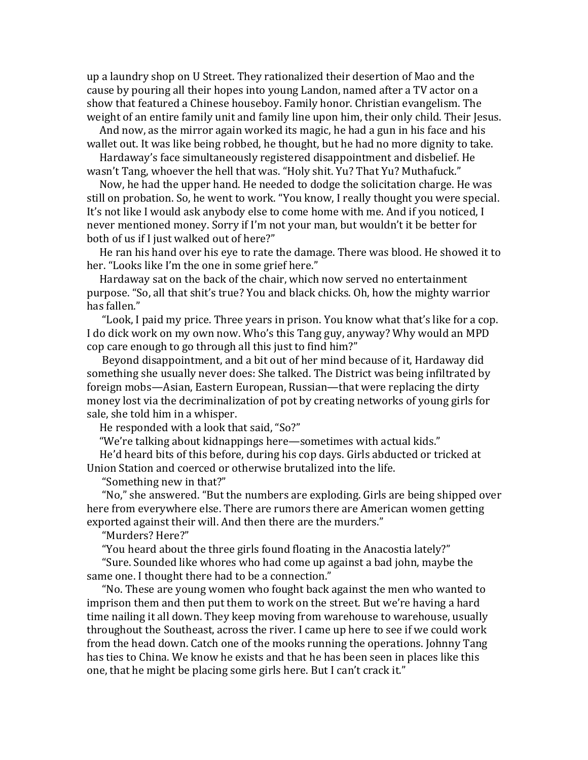up a laundry shop on U Street. They rationalized their desertion of Mao and the cause by pouring all their hopes into young Landon, named after a TV actor on a show that featured a Chinese houseboy. Family honor. Christian evangelism. The weight of an entire family unit and family line upon him, their only child. Their Jesus.

And now, as the mirror again worked its magic, he had a gun in his face and his wallet out. It was like being robbed, he thought, but he had no more dignity to take.

Hardaway's face simultaneously registered disappointment and disbelief. He wasn't Tang, whoever the hell that was. "Holy shit. Yu? That Yu? Muthafuck."

Now, he had the upper hand. He needed to dodge the solicitation charge. He was still on probation. So, he went to work. "You know, I really thought you were special. It's not like I would ask anybody else to come home with me. And if you noticed, I never mentioned money. Sorry if I'm not your man, but wouldn't it be better for both of us if I just walked out of here?"

He ran his hand over his eye to rate the damage. There was blood. He showed it to her. "Looks like I'm the one in some grief here."

Hardaway sat on the back of the chair, which now served no entertainment purpose. "So, all that shit's true? You and black chicks. Oh, how the mighty warrior has fallen."

"Look, I paid my price. Three years in prison. You know what that's like for a cop. I do dick work on my own now. Who's this Tang guy, anyway? Why would an MPD cop care enough to go through all this just to find him?"

Beyond disappointment, and a bit out of her mind because of it, Hardaway did something she usually never does: She talked. The District was being infiltrated by foreign mobs—Asian, Eastern European, Russian—that were replacing the dirty money lost via the decriminalization of pot by creating networks of young girls for sale, she told him in a whisper.

He responded with a look that said, "So?"

"We're talking about kidnappings here—sometimes with actual kids."

He'd heard bits of this before, during his cop days. Girls abducted or tricked at Union Station and coerced or otherwise brutalized into the life.

"Something new in that?"

"No," she answered. "But the numbers are exploding. Girls are being shipped over here from everywhere else. There are rumors there are American women getting exported against their will. And then there are the murders."

"Murders? Here?"

"You heard about the three girls found floating in the Anacostia lately?"

"Sure. Sounded like whores who had come up against a bad john, maybe the same one. I thought there had to be a connection."

"No. These are young women who fought back against the men who wanted to imprison them and then put them to work on the street. But we're having a hard time nailing it all down. They keep moving from warehouse to warehouse, usually throughout the Southeast, across the river. I came up here to see if we could work from the head down. Catch one of the mooks running the operations. Johnny Tang has ties to China. We know he exists and that he has been seen in places like this one, that he might be placing some girls here. But I can't crack it."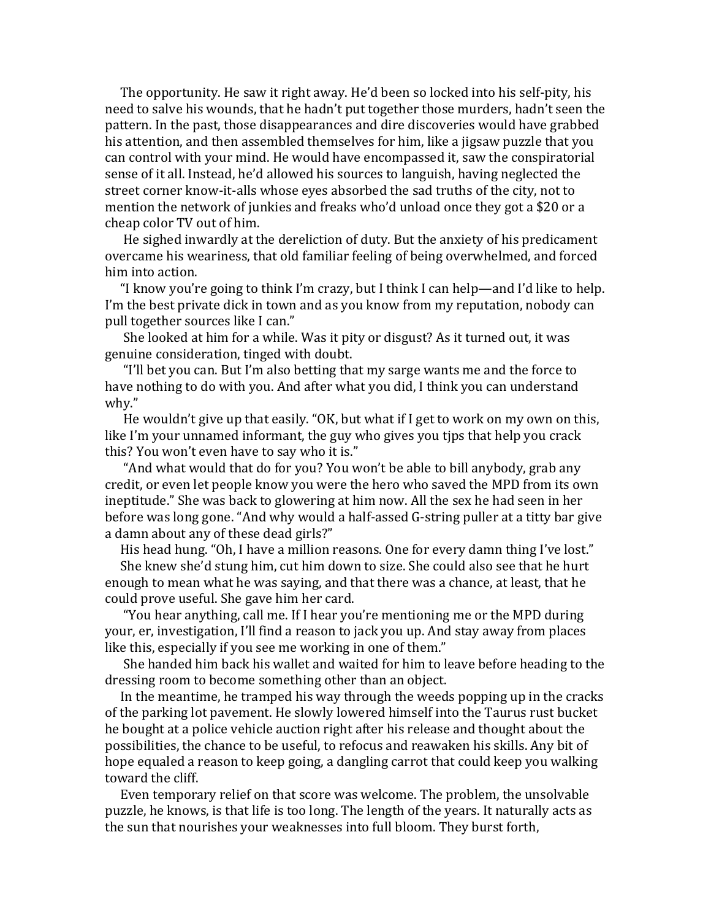The opportunity. He saw it right away. He'd been so locked into his self-pity, his need to salve his wounds, that he hadn't put together those murders, hadn't seen the pattern. In the past, those disappearances and dire discoveries would have grabbed his attention, and then assembled themselves for him, like a jigsaw puzzle that you can control with your mind. He would have encompassed it, saw the conspiratorial sense of it all. Instead, he'd allowed his sources to languish, having neglected the street corner know-it-alls whose eyes absorbed the sad truths of the city, not to mention the network of junkies and freaks who'd unload once they got a $20 or a cheap color TV out of him.

He sighed inwardly at the dereliction of duty. But the anxiety of his predicament overcame his weariness, that old familiar feeling of being overwhelmed, and forced him into action.

"I know you're going to think I'm crazy, but I think I can help—and I'd like to help. I'm the best private dick in town and as you know from my reputation, nobody can pull together sources like I can."

She looked at him for a while. Was it pity or disgust? As it turned out, it was genuine consideration, tinged with doubt.

"I'll bet you can. But I'm also betting that my sarge wants me and the force to have nothing to do with you. And after what you did, I think you can understand why."

He wouldn't give up that easily. "OK, but what if I get to work on my own on this, like I'm your unnamed informant, the guy who gives you tjps that help you crack this? You won't even have to say who it is."

"And what would that do for you? You won't be able to bill anybody, grab any credit, or even let people know you were the hero who saved the MPD from its own ineptitude." She was back to glowering at him now. All the sex he had seen in her before was long gone. "And why would a half-assed G-string puller at a titty bar give a damn about any of these dead girls?"

His head hung. "Oh, I have a million reasons. One for every damn thing I've lost."

She knew she'd stung him, cut him down to size. She could also see that he hurt enough to mean what he was saying, and that there was a chance, at least, that he could prove useful. She gave him her card.

"You hear anything, call me. If I hear you're mentioning me or the MPD during your, er, investigation, I'll find a reason to jack you up. And stay away from places like this, especially if you see me working in one of them."

She handed him back his wallet and waited for him to leave before heading to the dressing room to become something other than an object.

In the meantime, he tramped his way through the weeds popping up in the cracks of the parking lot pavement. He slowly lowered himself into the Taurus rust bucket he bought at a police vehicle auction right after his release and thought about the possibilities, the chance to be useful, to refocus and reawaken his skills. Any bit of hope equaled a reason to keep going, a dangling carrot that could keep you walking toward the cliff.

Even temporary relief on that score was welcome. The problem, the unsolvable puzzle, he knows, is that life is too long. The length of the years. It naturally acts as the sun that nourishes your weaknesses into full bloom. They burst forth,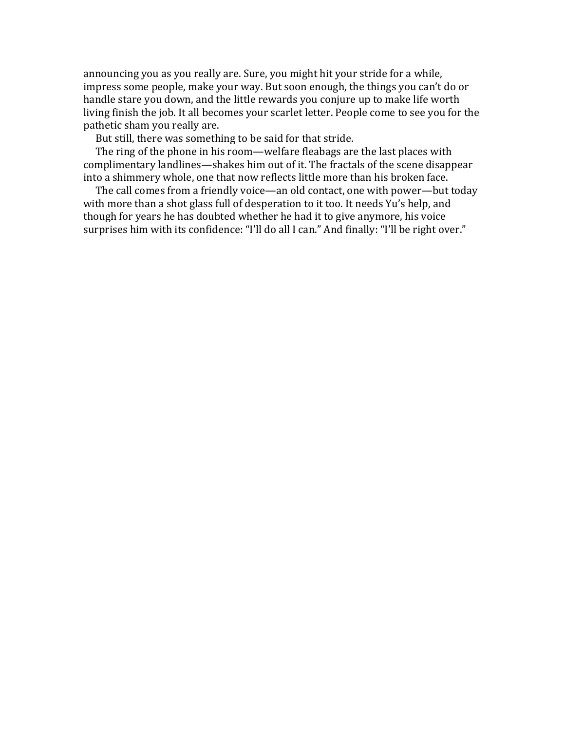announcing you as you really are. Sure, you might hit your stride for a while, impress some people, make your way. But soon enough, the things you can't do or handle stare you down, and the little rewards you conjure up to make life worth living finish the job. It all becomes your scarlet letter. People come to see you for the pathetic sham you really are.

But still, there was something to be said for that stride.

The ring of the phone in his room—welfare fleabags are the last places with complimentary landlines—shakes him out of it. The fractals of the scene disappear into a shimmery whole, one that now reflects little more than his broken face.

The call comes from a friendly voice—an old contact, one with power—but today with more than a shot glass full of desperation to it too. It needs Yu's help, and though for years he has doubted whether he had it to give anymore, his voice surprises him with its confidence: "I'll do all I can." And finally: "I'll be right over."